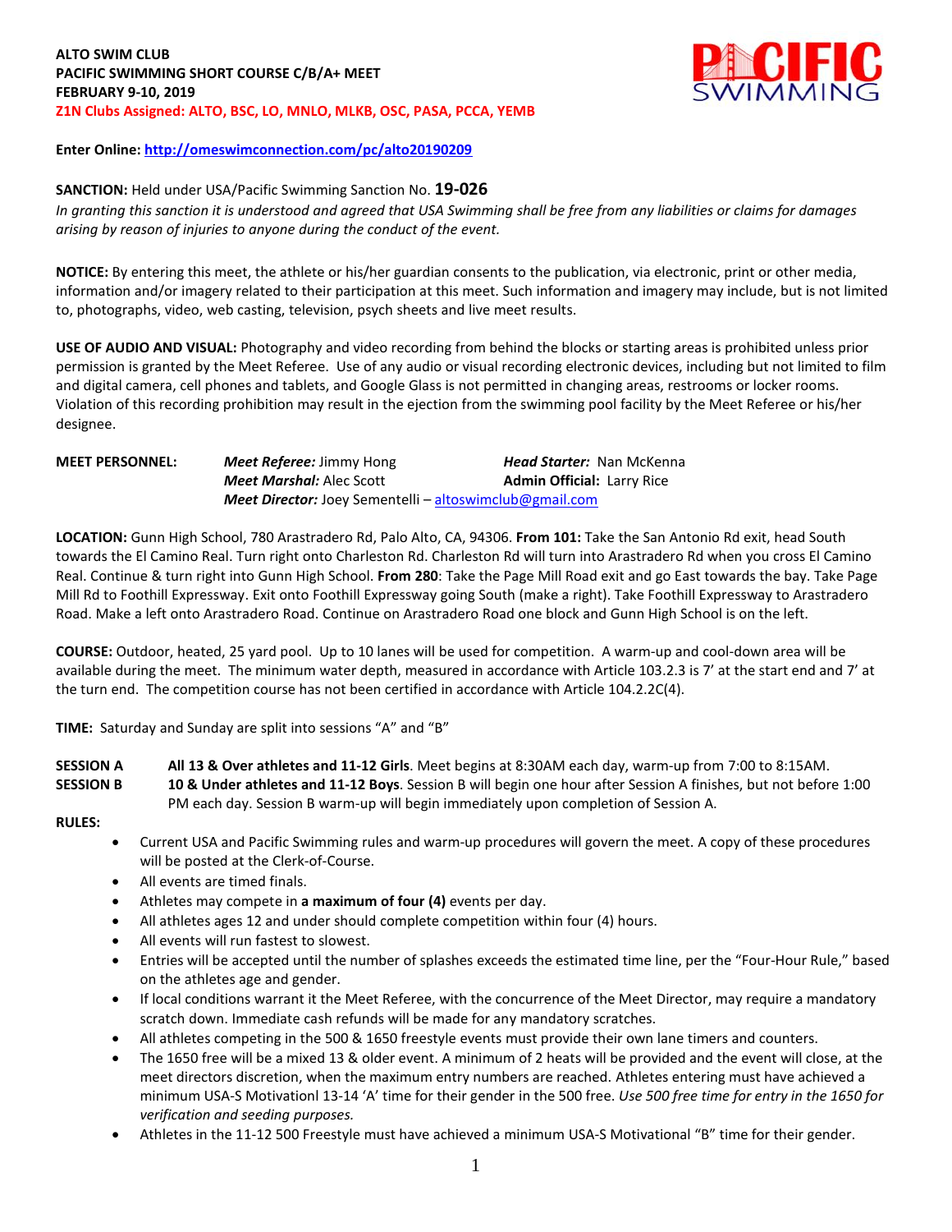**ALTO SWIM CLUB**
**PACIFIC SWIMMING SHORT COURSE C/B/A+ MEET**
**FEBRUARY 9-10, 2019**
**Z1N Clubs Assigned: ALTO, BSC, LO, MNLO, MLKB, OSC, PASA, PCCA, YEMB**

**Enter Online:** http://omeswimconnection.com/pc/alto20190209

**SANCTION:** Held under USA/Pacific Swimming Sanction No. **19-026**
*In granting this sanction it is understood and agreed that USA Swimming shall be free from any liabilities or claims for damages arising by reason of injuries to anyone during the conduct of the event.*

**NOTICE:** By entering this meet, the athlete or his/her guardian consents to the publication, via electronic, print or other media, information and/or imagery related to their participation at this meet. Such information and imagery may include, but is not limited to, photographs, video, web casting, television, psych sheets and live meet results.

**USE OF AUDIO AND VISUAL:** Photography and video recording from behind the blocks or starting areas is prohibited unless prior permission is granted by the Meet Referee. Use of any audio or visual recording electronic devices, including but not limited to film and digital camera, cell phones and tablets, and Google Glass is not permitted in changing areas, restrooms or locker rooms. Violation of this recording prohibition may result in the ejection from the swimming pool facility by the Meet Referee or his/her designee.

**MEET PERSONNEL:**
***Meet Referee:*** Jimmy Hong
***Head Starter:*** Nan McKenna
***Meet Marshal:*** Alec Scott
**Admin Official:** Larry Rice
***Meet Director:*** Joey Sementelli – altoswimclub@gmail.com

**LOCATION:** Gunn High School, 780 Arastradero Rd, Palo Alto, CA, 94306. **From 101:** Take the San Antonio Rd exit, head South towards the El Camino Real. Turn right onto Charleston Rd. Charleston Rd will turn into Arastradero Rd when you cross El Camino Real. Continue & turn right into Gunn High School. **From 280**: Take the Page Mill Road exit and go East towards the bay. Take Page Mill Rd to Foothill Expressway. Exit onto Foothill Expressway going South (make a right). Take Foothill Expressway to Arastradero Road. Make a left onto Arastradero Road. Continue on Arastradero Road one block and Gunn High School is on the left.

**COURSE:** Outdoor, heated, 25 yard pool. Up to 10 lanes will be used for competition. A warm-up and cool-down area will be available during the meet. The minimum water depth, measured in accordance with Article 103.2.3 is 7' at the start end and 7' at the turn end. The competition course has not been certified in accordance with Article 104.2.2C(4).

**TIME:** Saturday and Sunday are split into sessions "A" and "B"

**SESSION A** **All 13 & Over athletes and 11-12 Girls**. Meet begins at 8:30AM each day, warm-up from 7:00 to 8:15AM.
**SESSION B** **10 & Under athletes and 11-12 Boys**. Session B will begin one hour after Session A finishes, but not before 1:00 PM each day. Session B warm-up will begin immediately upon completion of Session A.

**RULES:**

- Current USA and Pacific Swimming rules and warm-up procedures will govern the meet. A copy of these procedures will be posted at the Clerk-of-Course.
- All events are timed finals.
- Athletes may compete in **a maximum of four (4)** events per day.
- All athletes ages 12 and under should complete competition within four (4) hours.
- All events will run fastest to slowest.
- Entries will be accepted until the number of splashes exceeds the estimated time line, per the "Four-Hour Rule," based on the athletes age and gender.
- If local conditions warrant it the Meet Referee, with the concurrence of the Meet Director, may require a mandatory scratch down. Immediate cash refunds will be made for any mandatory scratches.
- All athletes competing in the 500 & 1650 freestyle events must provide their own lane timers and counters.
- The 1650 free will be a mixed 13 & older event. A minimum of 2 heats will be provided and the event will close, at the meet directors discretion, when the maximum entry numbers are reached. Athletes entering must have achieved a minimum USA-S Motivationl 13-14 'A' time for their gender in the 500 free. *Use 500 free time for entry in the 1650 for verification and seeding purposes.*
- Athletes in the 11-12 500 Freestyle must have achieved a minimum USA-S Motivational "B" time for their gender.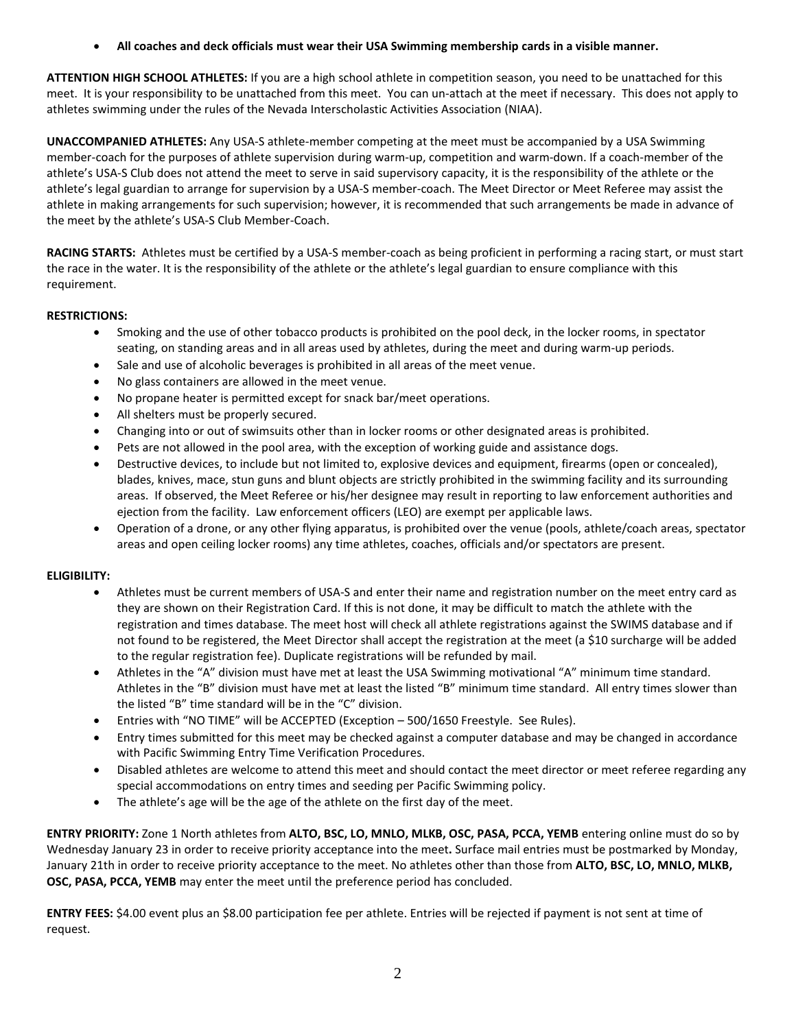- **All coaches and deck officials must wear their USA Swimming membership cards in a visible manner.**

**ATTENTION HIGH SCHOOL ATHLETES:** If you are a high school athlete in competition season, you need to be unattached for this meet. It is your responsibility to be unattached from this meet. You can un-attach at the meet if necessary. This does not apply to athletes swimming under the rules of the Nevada Interscholastic Activities Association (NIAA).

**UNACCOMPANIED ATHLETES:** Any USA-S athlete-member competing at the meet must be accompanied by a USA Swimming member-coach for the purposes of athlete supervision during warm-up, competition and warm-down. If a coach-member of the athlete's USA-S Club does not attend the meet to serve in said supervisory capacity, it is the responsibility of the athlete or the athlete's legal guardian to arrange for supervision by a USA-S member-coach. The Meet Director or Meet Referee may assist the athlete in making arrangements for such supervision; however, it is recommended that such arrangements be made in advance of the meet by the athlete's USA-S Club Member-Coach.

**RACING STARTS:** Athletes must be certified by a USA-S member-coach as being proficient in performing a racing start, or must start the race in the water. It is the responsibility of the athlete or the athlete's legal guardian to ensure compliance with this requirement.

**RESTRICTIONS:**

- Smoking and the use of other tobacco products is prohibited on the pool deck, in the locker rooms, in spectator seating, on standing areas and in all areas used by athletes, during the meet and during warm-up periods.
- Sale and use of alcoholic beverages is prohibited in all areas of the meet venue.
- No glass containers are allowed in the meet venue.
- No propane heater is permitted except for snack bar/meet operations.
- All shelters must be properly secured.
- Changing into or out of swimsuits other than in locker rooms or other designated areas is prohibited.
- Pets are not allowed in the pool area, with the exception of working guide and assistance dogs.
- Destructive devices, to include but not limited to, explosive devices and equipment, firearms (open or concealed), blades, knives, mace, stun guns and blunt objects are strictly prohibited in the swimming facility and its surrounding areas. If observed, the Meet Referee or his/her designee may result in reporting to law enforcement authorities and ejection from the facility. Law enforcement officers (LEO) are exempt per applicable laws.
- Operation of a drone, or any other flying apparatus, is prohibited over the venue (pools, athlete/coach areas, spectator areas and open ceiling locker rooms) any time athletes, coaches, officials and/or spectators are present.

**ELIGIBILITY:**

- Athletes must be current members of USA-S and enter their name and registration number on the meet entry card as they are shown on their Registration Card. If this is not done, it may be difficult to match the athlete with the registration and times database. The meet host will check all athlete registrations against the SWIMS database and if not found to be registered, the Meet Director shall accept the registration at the meet (a $10 surcharge will be added to the regular registration fee). Duplicate registrations will be refunded by mail.
- Athletes in the "A" division must have met at least the USA Swimming motivational "A" minimum time standard. Athletes in the "B" division must have met at least the listed "B" minimum time standard. All entry times slower than the listed "B" time standard will be in the "C" division.
- Entries with "NO TIME" will be ACCEPTED (Exception – 500/1650 Freestyle. See Rules).
- Entry times submitted for this meet may be checked against a computer database and may be changed in accordance with Pacific Swimming Entry Time Verification Procedures.
- Disabled athletes are welcome to attend this meet and should contact the meet director or meet referee regarding any special accommodations on entry times and seeding per Pacific Swimming policy.
- The athlete's age will be the age of the athlete on the first day of the meet.

**ENTRY PRIORITY:** Zone 1 North athletes from **ALTO, BSC, LO, MNLO, MLKB, OSC, PASA, PCCA, YEMB** entering online must do so by Wednesday January 23 in order to receive priority acceptance into the meet**.** Surface mail entries must be postmarked by Monday, January 21th in order to receive priority acceptance to the meet. No athletes other than those from **ALTO, BSC, LO, MNLO, MLKB, OSC, PASA, PCCA, YEMB** may enter the meet until the preference period has concluded.

**ENTRY FEES:** $4.00 event plus an $8.00 participation fee per athlete. Entries will be rejected if payment is not sent at time of request.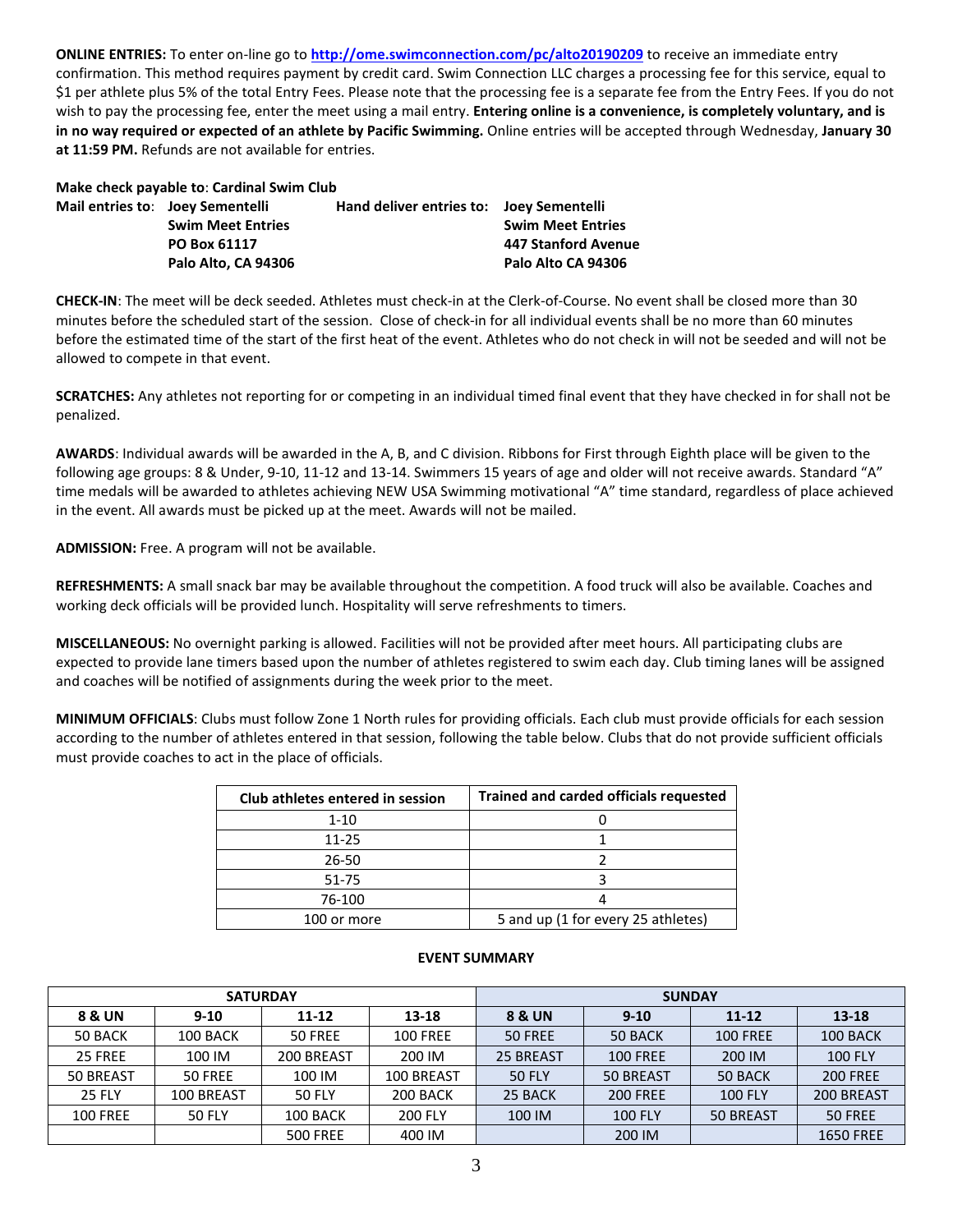**ONLINE ENTRIES:** To enter on-line go to **http://ome.swimconnection.com/pc/alto20190209** to receive an immediate entry confirmation. This method requires payment by credit card. Swim Connection LLC charges a processing fee for this service, equal to $1 per athlete plus 5% of the total Entry Fees. Please note that the processing fee is a separate fee from the Entry Fees. If you do not wish to pay the processing fee, enter the meet using a mail entry. **Entering online is a convenience, is completely voluntary, and is in no way required or expected of an athlete by Pacific Swimming.** Online entries will be accepted through Wednesday, **January 30 at 11:59 PM.** Refunds are not available for entries.

**Make check payable to**: **Cardinal Swim Club**

**Mail entries to**: **Joey Sementelli**
**Swim Meet Entries**
**PO Box 61117**
**Palo Alto, CA 94306**

**Hand deliver entries to: Joey Sementelli**
**Swim Meet Entries**
**447 Stanford Avenue**
**Palo Alto CA 94306**

**CHECK-IN**: The meet will be deck seeded. Athletes must check-in at the Clerk-of-Course. No event shall be closed more than 30 minutes before the scheduled start of the session. Close of check-in for all individual events shall be no more than 60 minutes before the estimated time of the start of the first heat of the event. Athletes who do not check in will not be seeded and will not be allowed to compete in that event.

**SCRATCHES:** Any athletes not reporting for or competing in an individual timed final event that they have checked in for shall not be penalized.

**AWARDS**: Individual awards will be awarded in the A, B, and C division. Ribbons for First through Eighth place will be given to the following age groups: 8 & Under, 9-10, 11-12 and 13-14. Swimmers 15 years of age and older will not receive awards. Standard "A" time medals will be awarded to athletes achieving NEW USA Swimming motivational "A" time standard, regardless of place achieved in the event. All awards must be picked up at the meet. Awards will not be mailed.

**ADMISSION:** Free. A program will not be available.

**REFRESHMENTS:** A small snack bar may be available throughout the competition. A food truck will also be available. Coaches and working deck officials will be provided lunch. Hospitality will serve refreshments to timers.

**MISCELLANEOUS:** No overnight parking is allowed. Facilities will not be provided after meet hours. All participating clubs are expected to provide lane timers based upon the number of athletes registered to swim each day. Club timing lanes will be assigned and coaches will be notified of assignments during the week prior to the meet.

**MINIMUM OFFICIALS**: Clubs must follow Zone 1 North rules for providing officials. Each club must provide officials for each session according to the number of athletes entered in that session, following the table below. Clubs that do not provide sufficient officials must provide coaches to act in the place of officials.

| Club athletes entered in session | Trained and carded officials requested |
|---|---|
| 1-10 | 0 |
| 11-25 | 1 |
| 26-50 | 2 |
| 51-75 | 3 |
| 76-100 | 4 |
| 100 or more | 5 and up (1 for every 25 athletes) |

**EVENT SUMMARY**

| SATURDAY | | | | SUNDAY | | | |
|---|---|---|---|---|---|---|---|
| **8 & UN** | **9-10** | **11-12** | **13-18** | **8 & UN** | **9-10** | **11-12** | **13-18** |
| 50 BACK | 100 BACK | 50 FREE | 100 FREE | 50 FREE | 50 BACK | 100 FREE | 100 BACK |
| 25 FREE | 100 IM | 200 BREAST | 200 IM | 25 BREAST | 100 FREE | 200 IM | 100 FLY |
| 50 BREAST | 50 FREE | 100 IM | 100 BREAST | 50 FLY | 50 BREAST | 50 BACK | 200 FREE |
| 25 FLY | 100 BREAST | 50 FLY | 200 BACK | 25 BACK | 200 FREE | 100 FLY | 200 BREAST |
| 100 FREE | 50 FLY | 100 BACK | 200 FLY | 100 IM | 100 FLY | 50 BREAST | 50 FREE |
| | | 500 FREE | 400 IM | | 200 IM | | 1650 FREE |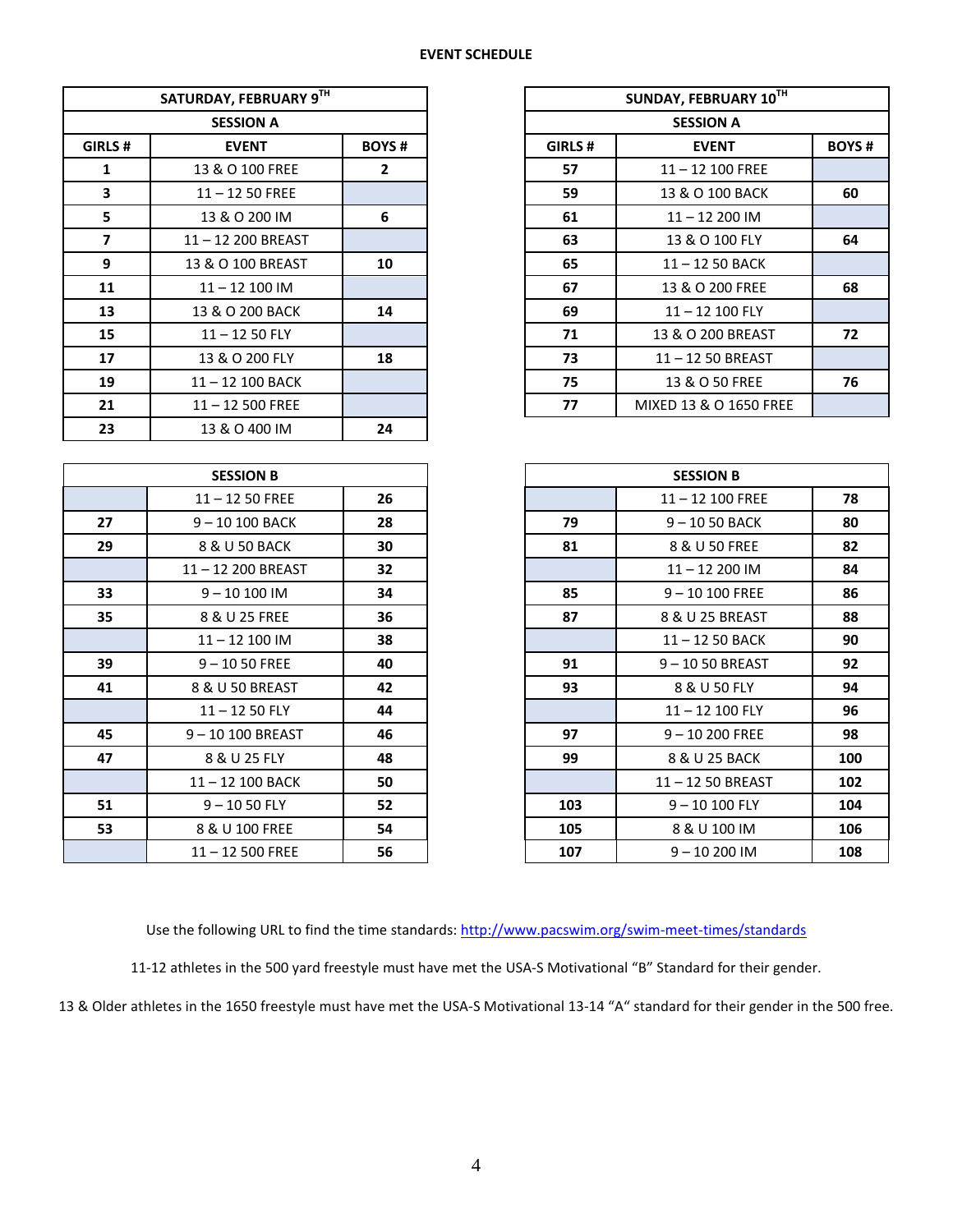**EVENT SCHEDULE**

| SATURDAY, FEBRUARY 9TH | | |
|---|---|---|
| SESSION A | | |
| GIRLS # | EVENT | BOYS # |
| 1 | 13 & O 100 FREE | 2 |
| 3 | 11 – 12 50 FREE | |
| 5 | 13 & O 200 IM | 6 |
| 7 | 11 – 12 200 BREAST | |
| 9 | 13 & O 100 BREAST | 10 |
| 11 | 11 – 12 100 IM | |
| 13 | 13 & O 200 BACK | 14 |
| 15 | 11 – 12 50 FLY | |
| 17 | 13 & O 200 FLY | 18 |
| 19 | 11 – 12 100 BACK | |
| 21 | 11 – 12 500 FREE | |
| 23 | 13 & O 400 IM | 24 |

| SESSION B | | |
|---|---|---|
| | 11 – 12 50 FREE | 26 |
| 27 | 9 – 10 100 BACK | 28 |
| 29 | 8 & U 50 BACK | 30 |
| | 11 – 12 200 BREAST | 32 |
| 33 | 9 – 10 100 IM | 34 |
| 35 | 8 & U 25 FREE | 36 |
| | 11 – 12 100 IM | 38 |
| 39 | 9 – 10 50 FREE | 40 |
| 41 | 8 & U 50 BREAST | 42 |
| | 11 – 12 50 FLY | 44 |
| 45 | 9 – 10 100 BREAST | 46 |
| 47 | 8 & U 25 FLY | 48 |
| | 11 – 12 100 BACK | 50 |
| 51 | 9 – 10 50 FLY | 52 |
| 53 | 8 & U 100 FREE | 54 |
| | 11 – 12 500 FREE | 56 |

| SUNDAY, FEBRUARY 10TH | | |
|---|---|---|
| SESSION A | | |
| GIRLS # | EVENT | BOYS # |
| 57 | 11 – 12 100 FREE | |
| 59 | 13 & O 100 BACK | 60 |
| 61 | 11 – 12 200 IM | |
| 63 | 13 & O 100 FLY | 64 |
| 65 | 11 – 12 50 BACK | |
| 67 | 13 & O 200 FREE | 68 |
| 69 | 11 – 12 100 FLY | |
| 71 | 13 & O 200 BREAST | 72 |
| 73 | 11 – 12 50 BREAST | |
| 75 | 13 & O 50 FREE | 76 |
| 77 | MIXED 13 & O 1650 FREE | |

| SESSION B | | |
|---|---|---|
| | 11 – 12 100 FREE | 78 |
| 79 | 9 – 10 50 BACK | 80 |
| 81 | 8 & U 50 FREE | 82 |
| | 11 – 12 200 IM | 84 |
| 85 | 9 – 10 100 FREE | 86 |
| 87 | 8 & U 25 BREAST | 88 |
| | 11 – 12 50 BACK | 90 |
| 91 | 9 – 10 50 BREAST | 92 |
| 93 | 8 & U 50 FLY | 94 |
| | 11 – 12 100 FLY | 96 |
| 97 | 9 – 10 200 FREE | 98 |
| 99 | 8 & U 25 BACK | 100 |
| | 11 – 12 50 BREAST | 102 |
| 103 | 9 – 10 100 FLY | 104 |
| 105 | 8 & U 100 IM | 106 |
| 107 | 9 – 10 200 IM | 108 |

Use the following URL to find the time standards: http://www.pacswim.org/swim-meet-times/standards

11-12 athletes in the 500 yard freestyle must have met the USA-S Motivational "B" Standard for their gender.

13 & Older athletes in the 1650 freestyle must have met the USA-S Motivational 13-14 "A" standard for their gender in the 500 free.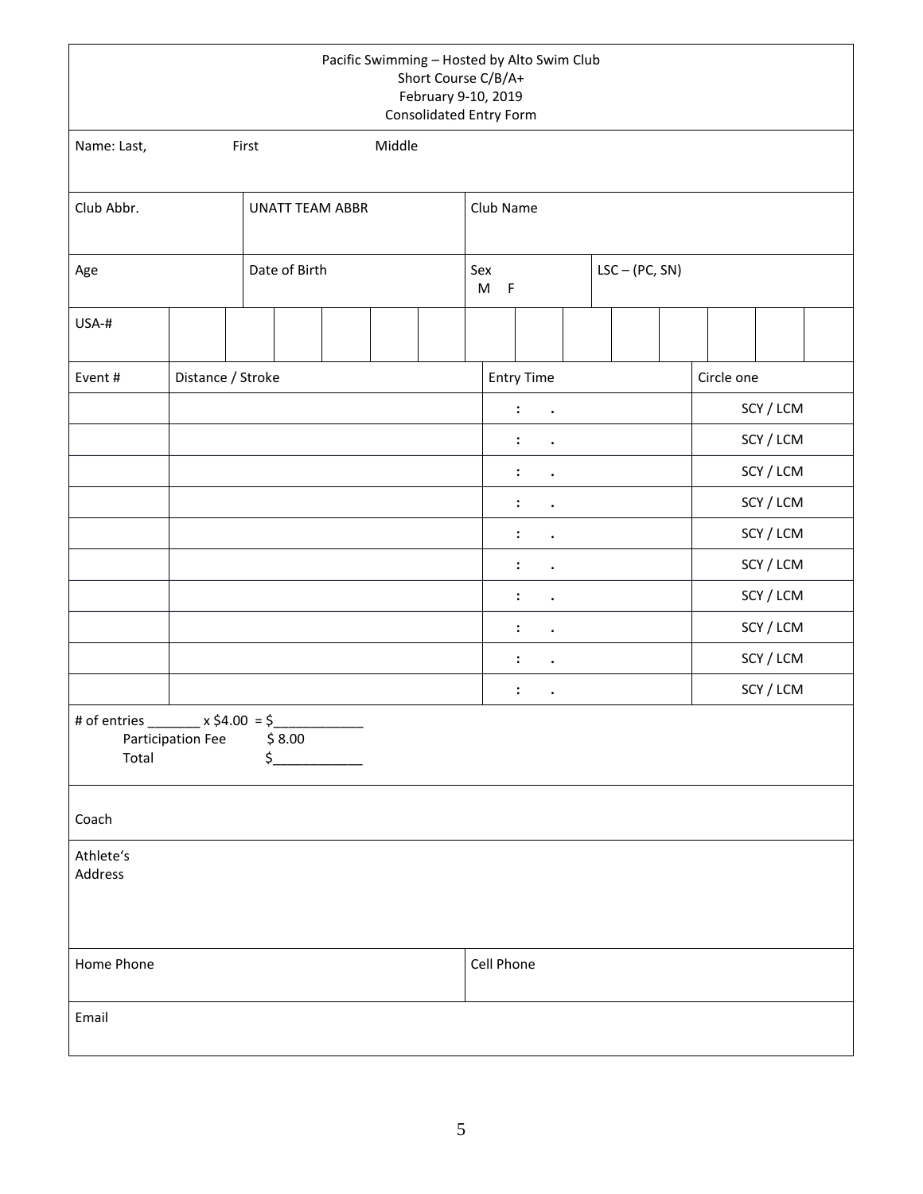Pacific Swimming – Hosted by Alto Swim Club
Short Course C/B/A+
February 9-10, 2019
Consolidated Entry Form

| | | | |
|---|---|---|---|
| Name: Last, First Middle | | | |
| Club Abbr. | UNATT TEAM ABBR | Club Name | |
| Age | Date of Birth | Sex M F | LSC – (PC, SN) |
| USA-# | | | |

| Event # | Distance / Stroke | Entry Time | Circle one |
|---|---|---|---|
| | | : . | SCY / LCM |
| | | : . | SCY / LCM |
| | | : . | SCY / LCM |
| | | : . | SCY / LCM |
| | | : . | SCY / LCM |
| | | : . | SCY / LCM |
| | | : . | SCY / LCM |
| | | : . | SCY / LCM |
| | | : . | SCY / LCM |
| | | : . | SCY / LCM |

# of entries _______ x $4.00 = $____________
Participation Fee $ 8.00
Total $____________

| | |
|---|---|
| Coach | |
| Athlete's Address | |
| Home Phone | Cell Phone |
| Email | |